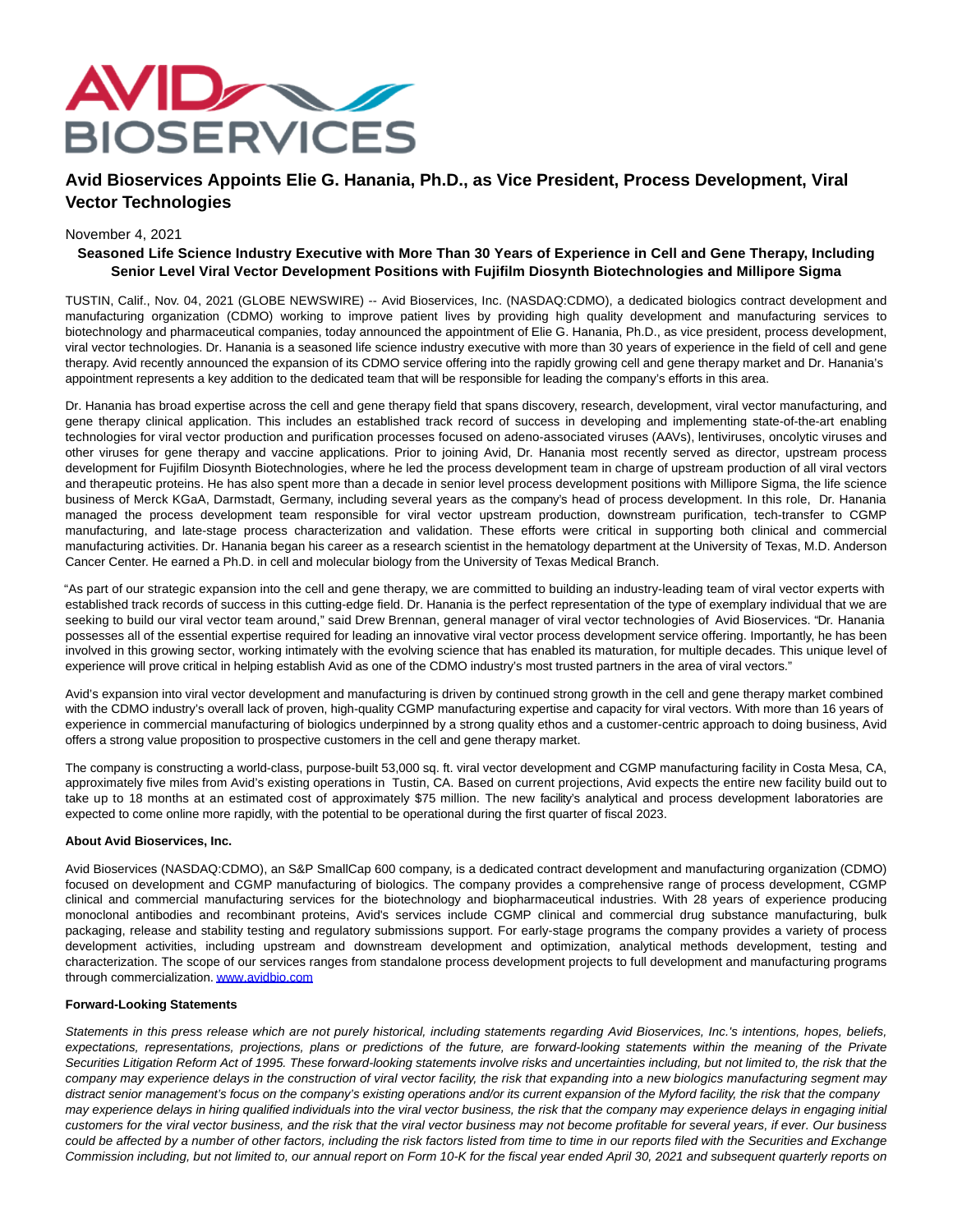# Avid Bioservices Appoints Elie G. Hanania, Ph.D., as Vice President, Process Development, Viral Vector Technologies

November 4, 2021

**Seasoned Life Science Industry Executive with More Than 30 Years of Experience in Cell and Gene Therapy, Including Senior Level Viral Vector Development Positions with Fujifilm Diosynth Biotechnologies and Millipore Sigma**

TUSTIN, Calif., Nov. 04, 2021 (GLOBE NEWSWIRE) -- Avid Bioservices, Inc. (NASDAQ:CDMO), a dedicated biologics contract development and manufacturing organization (CDMO) working to improve patient lives by providing high quality development and manufacturing services to biotechnology and pharmaceutical companies, today announced the appointment of Elie G. Hanania, Ph.D., as vice president, process development, viral vector technologies. Dr. Hanania is a seasoned life science industry executive with more than 30 years of experience in the field of cell and gene therapy. Avid recently announced the expansion of its CDMO service offering into the rapidly growing cell and gene therapy market and Dr. Hanania's appointment represents a key addition to the dedicated team that will be responsible for leading the company's efforts in this area.

Dr. Hanania has broad expertise across the cell and gene therapy field that spans discovery, research, development, viral vector manufacturing, and gene therapy clinical application. This includes an established track record of success in developing and implementing state-of-the-art enabling technologies for viral vector production and purification processes focused on adeno-associated viruses (AAVs), lentiviruses, oncolytic viruses and other viruses for gene therapy and vaccine applications. Prior to joining Avid, Dr. Hanania most recently served as director, upstream process development for Fujifilm Diosynth Biotechnologies, where he led the process development team in charge of upstream production of all viral vectors and therapeutic proteins. He has also spent more than a decade in senior level process development positions with Millipore Sigma, the life science business of Merck KGaA, Darmstadt, Germany, including several years as the company's head of process development. In this role, Dr. Hanania managed the process development team responsible for viral vector upstream production, downstream purification, tech-transfer to CGMP manufacturing, and late-stage process characterization and validation. These efforts were critical in supporting both clinical and commercial manufacturing activities. Dr. Hanania began his career as a research scientist in the hematology department at the University of Texas, M.D. Anderson Cancer Center. He earned a Ph.D. in cell and molecular biology from the University of Texas Medical Branch.

"As part of our strategic expansion into the cell and gene therapy, we are committed to building an industry-leading team of viral vector experts with established track records of success in this cutting-edge field. Dr. Hanania is the perfect representation of the type of exemplary individual that we are seeking to build our viral vector team around," said Drew Brennan, general manager of viral vector technologies of Avid Bioservices. "Dr. Hanania possesses all of the essential expertise required for leading an innovative viral vector process development service offering. Importantly, he has been involved in this growing sector, working intimately with the evolving science that has enabled its maturation, for multiple decades. This unique level of experience will prove critical in helping establish Avid as one of the CDMO industry's most trusted partners in the area of viral vectors."

Avid's expansion into viral vector development and manufacturing is driven by continued strong growth in the cell and gene therapy market combined with the CDMO industry's overall lack of proven, high-quality CGMP manufacturing expertise and capacity for viral vectors. With more than 16 years of experience in commercial manufacturing of biologics underpinned by a strong quality ethos and a customer-centric approach to doing business, Avid offers a strong value proposition to prospective customers in the cell and gene therapy market.

The company is constructing a world-class, purpose-built 53,000 sq. ft. viral vector development and CGMP manufacturing facility in Costa Mesa, CA, approximately five miles from Avid's existing operations in Tustin, CA. Based on current projections, Avid expects the entire new facility build out to take up to 18 months at an estimated cost of approximately $75 million. The new facility's analytical and process development laboratories are expected to come online more rapidly, with the potential to be operational during the first quarter of fiscal 2023.

**About Avid Bioservices, Inc.**

Avid Bioservices (NASDAQ:CDMO), an S&P SmallCap 600 company, is a dedicated contract development and manufacturing organization (CDMO) focused on development and CGMP manufacturing of biologics. The company provides a comprehensive range of process development, CGMP clinical and commercial manufacturing services for the biotechnology and biopharmaceutical industries. With 28 years of experience producing monoclonal antibodies and recombinant proteins, Avid's services include CGMP clinical and commercial drug substance manufacturing, bulk packaging, release and stability testing and regulatory submissions support. For early-stage programs the company provides a variety of process development activities, including upstream and downstream development and optimization, analytical methods development, testing and characterization. The scope of our services ranges from standalone process development projects to full development and manufacturing programs through commercialization. www.avidbio.com

**Forward-Looking Statements**

*Statements in this press release which are not purely historical, including statements regarding Avid Bioservices, Inc.'s intentions, hopes, beliefs, expectations, representations, projections, plans or predictions of the future, are forward-looking statements within the meaning of the Private Securities Litigation Reform Act of 1995. These forward-looking statements involve risks and uncertainties including, but not limited to, the risk that the company may experience delays in the construction of viral vector facility, the risk that expanding into a new biologics manufacturing segment may distract senior management's focus on the company's existing operations and/or its current expansion of the Myford facility, the risk that the company may experience delays in hiring qualified individuals into the viral vector business, the risk that the company may experience delays in engaging initial customers for the viral vector business, and the risk that the viral vector business may not become profitable for several years, if ever. Our business could be affected by a number of other factors, including the risk factors listed from time to time in our reports filed with the Securities and Exchange Commission including, but not limited to, our annual report on Form 10-K for the fiscal year ended April 30, 2021 and subsequent quarterly reports on*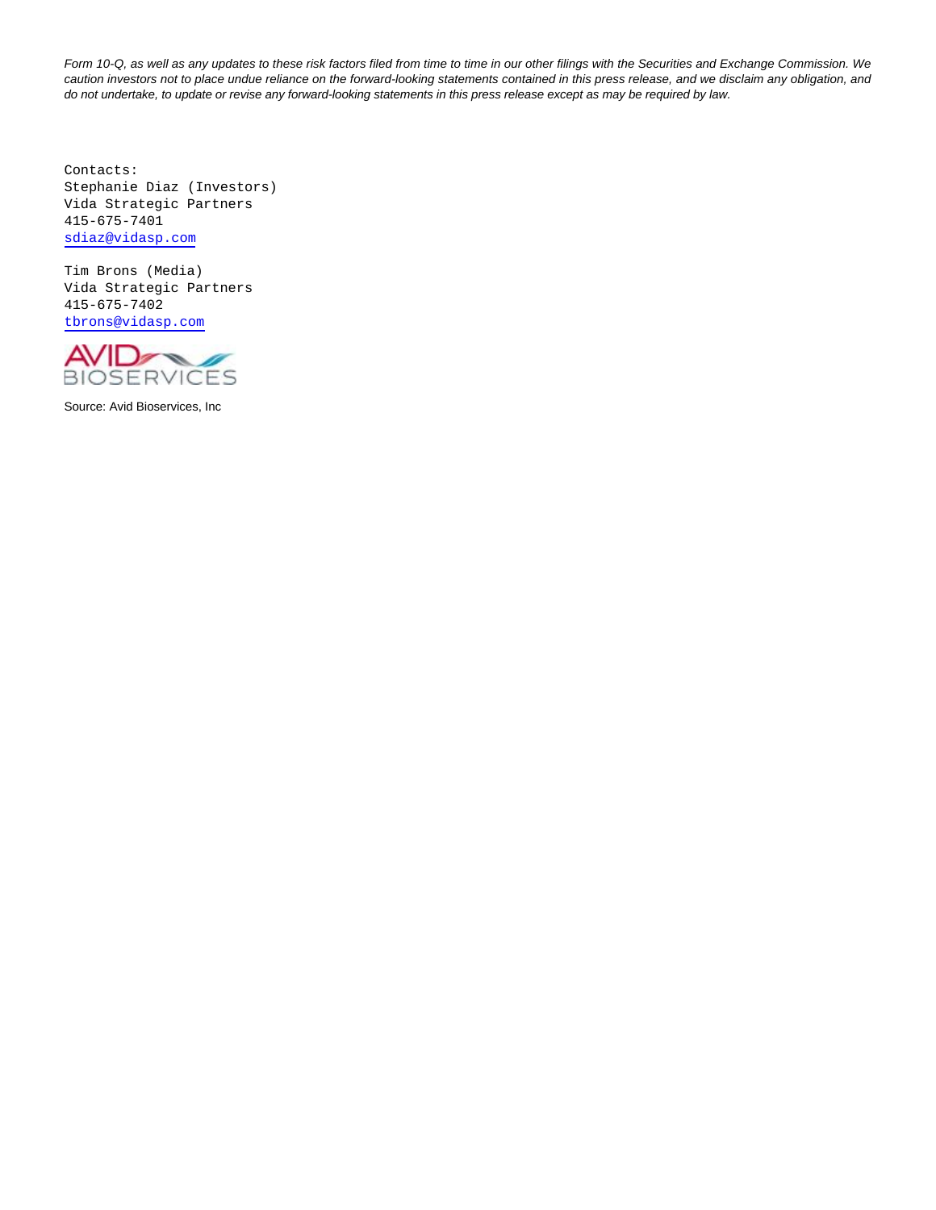*Form 10-Q, as well as any updates to these risk factors filed from time to time in our other filings with the Securities and Exchange Commission. We caution investors not to place undue reliance on the forward-looking statements contained in this press release, and we disclaim any obligation, and do not undertake, to update or revise any forward-looking statements in this press release except as may be required by law.*

Contacts:
Stephanie Diaz (Investors)
Vida Strategic Partners
415-675-7401
sdiaz@vidasp.com

Tim Brons (Media)
Vida Strategic Partners
415-675-7402
tbrons@vidasp.com

AVID BIOSERVICES

Source: Avid Bioservices, Inc